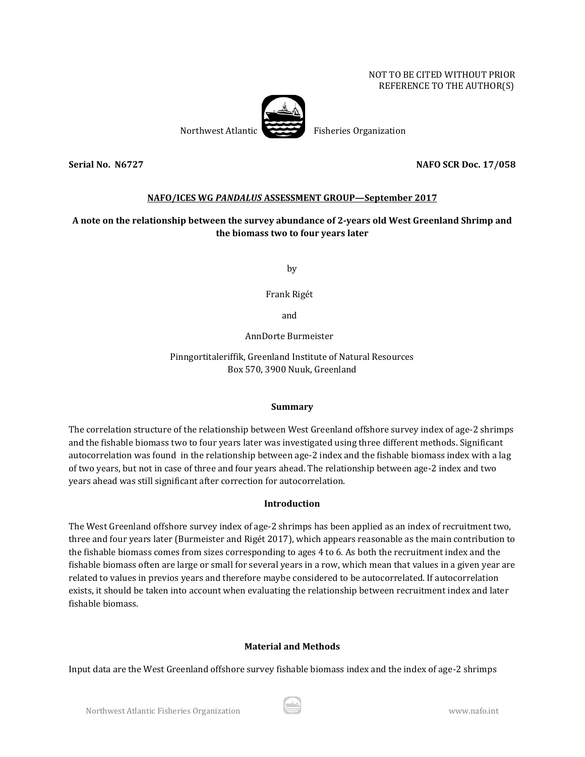NOT TO BE CITED WITHOUT PRIOR
REFERENCE TO THE AUTHOR(S)

Northwest Atlantic Fisheries Organization

**Serial No. N6727** **NAFO SCR Doc. 17/058**

**NAFO/ICES WG *PANDALUS* ASSESSMENT GROUP—September 2017**

# A note on the relationship between the survey abundance of 2-years old West Greenland Shrimp and the biomass two to four years later

by

Frank Rigét

and

AnnDorte Burmeister

Pinngortitaleriffik, Greenland Institute of Natural Resources
Box 570, 3900 Nuuk, Greenland

## Summary

The correlation structure of the relationship between West Greenland offshore survey index of age-2 shrimps and the fishable biomass two to four years later was investigated using three different methods. Significant autocorrelation was found in the relationship between age-2 index and the fishable biomass index with a lag of two years, but not in case of three and four years ahead. The relationship between age-2 index and two years ahead was still significant after correction for autocorrelation.

## Introduction

The West Greenland offshore survey index of age-2 shrimps has been applied as an index of recruitment two, three and four years later (Burmeister and Rigét 2017), which appears reasonable as the main contribution to the fishable biomass comes from sizes corresponding to ages 4 to 6. As both the recruitment index and the fishable biomass often are large or small for several years in a row, which mean that values in a given year are related to values in previos years and therefore maybe considered to be autocorrelated. If autocorrelation exists, it should be taken into account when evaluating the relationship between recruitment index and later fishable biomass.

## Material and Methods

Input data are the West Greenland offshore survey fishable biomass index and the index of age-2 shrimps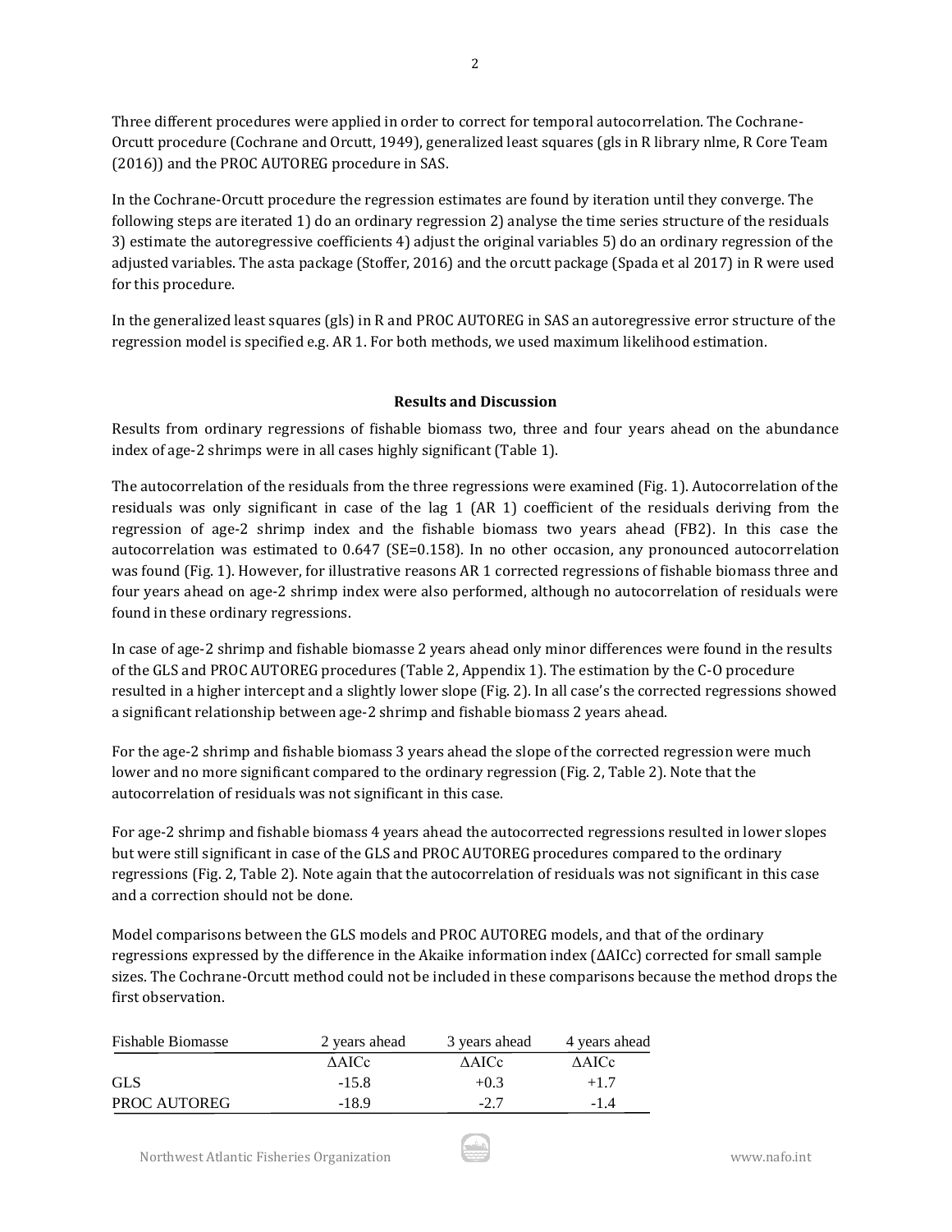Three different procedures were applied in order to correct for temporal autocorrelation. The Cochrane-Orcutt procedure (Cochrane and Orcutt, 1949), generalized least squares (gls in R library nlme, R Core Team (2016)) and the PROC AUTOREG procedure in SAS.

In the Cochrane-Orcutt procedure the regression estimates are found by iteration until they converge. The following steps are iterated 1) do an ordinary regression 2) analyse the time series structure of the residuals 3) estimate the autoregressive coefficients 4) adjust the original variables 5) do an ordinary regression of the adjusted variables. The asta package (Stoffer, 2016) and the orcutt package (Spada et al 2017) in R were used for this procedure.

In the generalized least squares (gls) in R and PROC AUTOREG in SAS an autoregressive error structure of the regression model is specified e.g. AR 1. For both methods, we used maximum likelihood estimation.

## Results and Discussion

Results from ordinary regressions of fishable biomass two, three and four years ahead on the abundance index of age-2 shrimps were in all cases highly significant (Table 1).

The autocorrelation of the residuals from the three regressions were examined (Fig. 1). Autocorrelation of the residuals was only significant in case of the lag 1 (AR 1) coefficient of the residuals deriving from the regression of age-2 shrimp index and the fishable biomass two years ahead (FB2). In this case the autocorrelation was estimated to 0.647 (SE=0.158). In no other occasion, any pronounced autocorrelation was found (Fig. 1). However, for illustrative reasons AR 1 corrected regressions of fishable biomass three and four years ahead on age-2 shrimp index were also performed, although no autocorrelation of residuals were found in these ordinary regressions.

In case of age-2 shrimp and fishable biomasse 2 years ahead only minor differences were found in the results of the GLS and PROC AUTOREG procedures (Table 2, Appendix 1). The estimation by the C-O procedure resulted in a higher intercept and a slightly lower slope (Fig. 2). In all case's the corrected regressions showed a significant relationship between age-2 shrimp and fishable biomass 2 years ahead.

For the age-2 shrimp and fishable biomass 3 years ahead the slope of the corrected regression were much lower and no more significant compared to the ordinary regression (Fig. 2, Table 2). Note that the autocorrelation of residuals was not significant in this case.

For age-2 shrimp and fishable biomass 4 years ahead the autocorrected regressions resulted in lower slopes but were still significant in case of the GLS and PROC AUTOREG procedures compared to the ordinary regressions (Fig. 2, Table 2). Note again that the autocorrelation of residuals was not significant in this case and a correction should not be done.

Model comparisons between the GLS models and PROC AUTOREG models, and that of the ordinary regressions expressed by the difference in the Akaike information index (ΔAICc) corrected for small sample sizes. The Cochrane-Orcutt method could not be included in these comparisons because the method drops the first observation.

| Fishable Biomasse | 2 years ahead | 3 years ahead | 4 years ahead |
|---|---|---|---|
| | ΔAICc | ΔAICc | ΔAICc |
| GLS | -15.8 | +0.3 | +1.7 |
| PROC AUTOREG | -18.9 | -2.7 | -1.4 |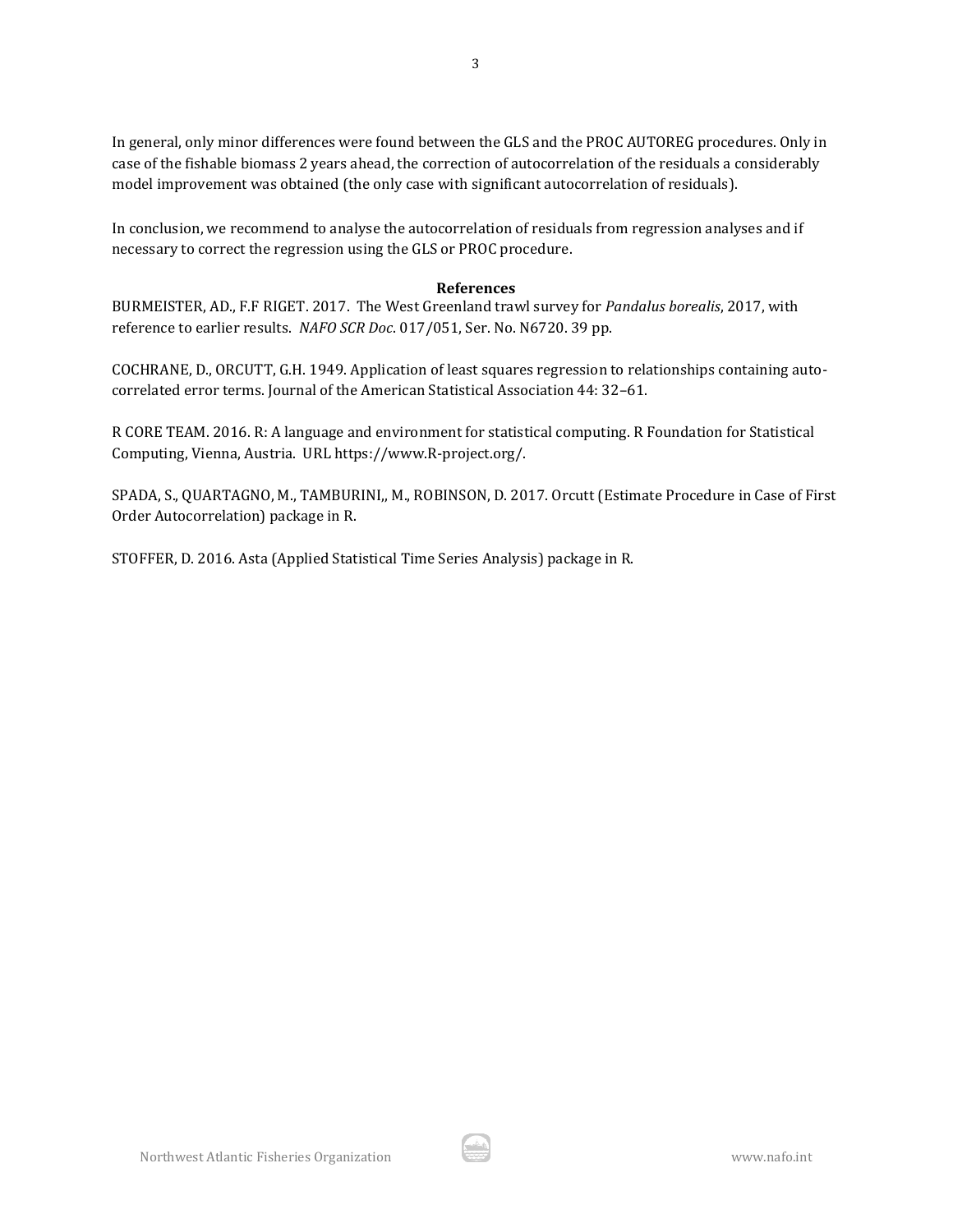In general, only minor differences were found between the GLS and the PROC AUTOREG procedures. Only in case of the fishable biomass 2 years ahead, the correction of autocorrelation of the residuals a considerably model improvement was obtained (the only case with significant autocorrelation of residuals).

In conclusion, we recommend to analyse the autocorrelation of residuals from regression analyses and if necessary to correct the regression using the GLS or PROC procedure.

## References

BURMEISTER, AD., F.F RIGET. 2017. The West Greenland trawl survey for *Pandalus borealis*, 2017, with reference to earlier results. *NAFO SCR Doc*. 017/051, Ser. No. N6720. 39 pp.

COCHRANE, D., ORCUTT, G.H. 1949. Application of least squares regression to relationships containing auto-correlated error terms. Journal of the American Statistical Association 44: 32–61.

R CORE TEAM. 2016. R: A language and environment for statistical computing. R Foundation for Statistical Computing, Vienna, Austria. URL https://www.R-project.org/.

SPADA, S., QUARTAGNO, M., TAMBURINI,, M., ROBINSON, D. 2017. Orcutt (Estimate Procedure in Case of First Order Autocorrelation) package in R.

STOFFER, D. 2016. Asta (Applied Statistical Time Series Analysis) package in R.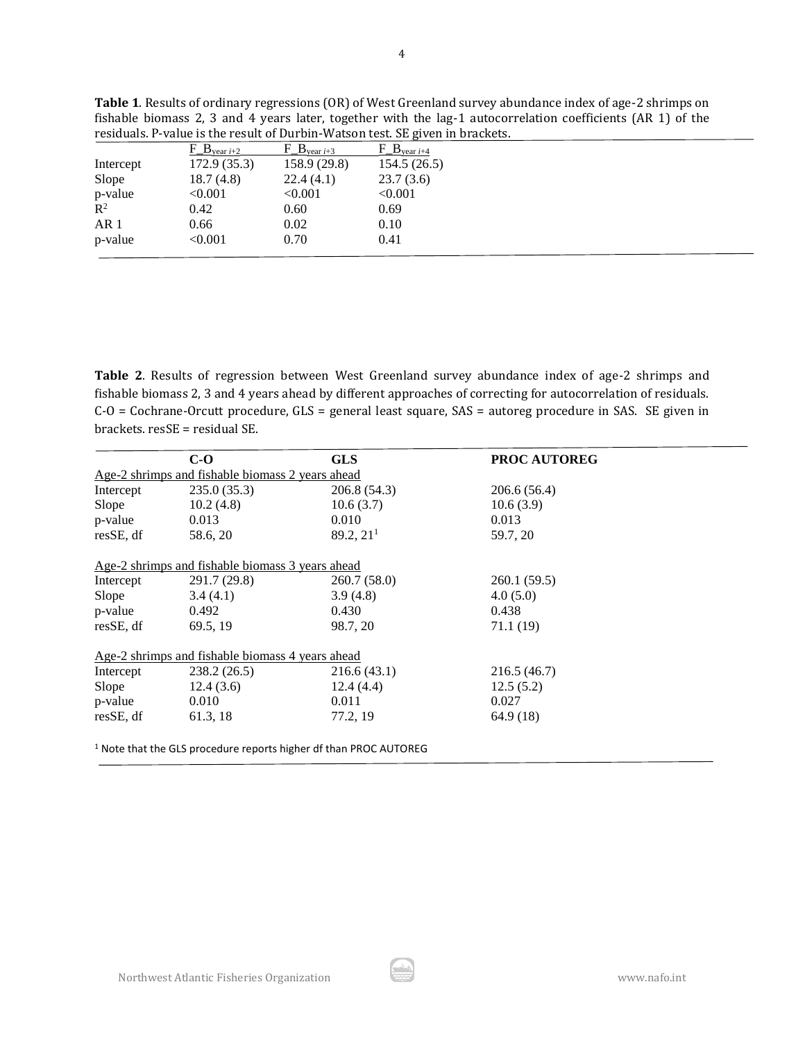**Table 1**. Results of ordinary regressions (OR) of West Greenland survey abundance index of age-2 shrimps on fishable biomass 2, 3 and 4 years later, together with the lag-1 autocorrelation coefficients (AR 1) of the residuals. P-value is the result of Durbin-Watson test. SE given in brackets.

| | $F\_B_{year\ i+2}$ | $F\_B_{year\ i+3}$ | $F\_B_{year\ i+4}$ |
|---|---|---|---|
| Intercept | 172.9 (35.3) | 158.9 (29.8) | 154.5 (26.5) |
| Slope | 18.7 (4.8) | 22.4 (4.1) | 23.7 (3.6) |
| p-value | <0.001 | <0.001 | <0.001 |
| $R^2$ | 0.42 | 0.60 | 0.69 |
| AR 1 | 0.66 | 0.02 | 0.10 |
| p-value | <0.001 | 0.70 | 0.41 |

**Table 2**. Results of regression between West Greenland survey abundance index of age-2 shrimps and fishable biomass 2, 3 and 4 years ahead by different approaches of correcting for autocorrelation of residuals. C-O = Cochrane-Orcutt procedure, GLS = general least square, SAS = autoreg procedure in SAS. SE given in brackets. resSE = residual SE.

| | **C-O** | **GLS** | **PROC AUTOREG** |
|---|---|---|---|
| Age-2 shrimps and fishable biomass 2 years ahead | | | |
| Intercept | 235.0 (35.3) | 206.8 (54.3) | 206.6 (56.4) |
| Slope | 10.2 (4.8) | 10.6 (3.7) | 10.6 (3.9) |
| p-value | 0.013 | 0.010 | 0.013 |
| resSE, df | 58.6, 20 | 89.2, 21[1] | 59.7, 20 |
| Age-2 shrimps and fishable biomass 3 years ahead | | | |
| Intercept | 291.7 (29.8) | 260.7 (58.0) | 260.1 (59.5) |
| Slope | 3.4 (4.1) | 3.9 (4.8) | 4.0 (5.0) |
| p-value | 0.492 | 0.430 | 0.438 |
| resSE, df | 69.5, 19 | 98.7, 20 | 71.1 (19) |
| Age-2 shrimps and fishable biomass 4 years ahead | | | |
| Intercept | 238.2 (26.5) | 216.6 (43.1) | 216.5 (46.7) |
| Slope | 12.4 (3.6) | 12.4 (4.4) | 12.5 (5.2) |
| p-value | 0.010 | 0.011 | 0.027 |
| resSE, df | 61.3, 18 | 77.2, 19 | 64.9 (18) |

[1] Note that the GLS procedure reports higher df than PROC AUTOREG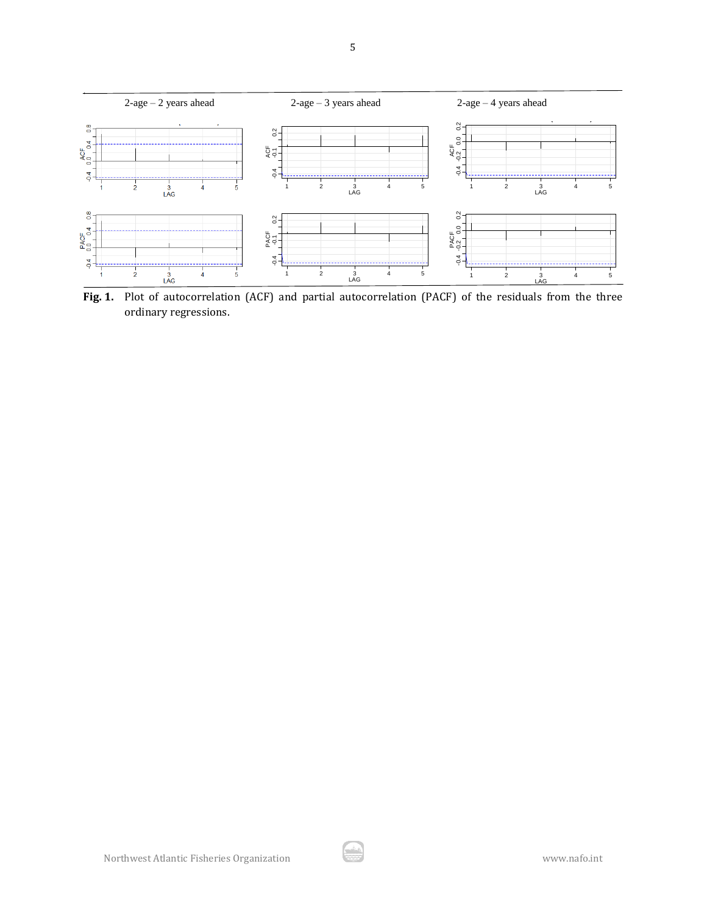2-age – 2 years ahead

2-age – 3 years ahead

2-age – 4 years ahead

**Fig. 1.** Plot of autocorrelation (ACF) and partial autocorrelation (PACF) of the residuals from the three ordinary regressions.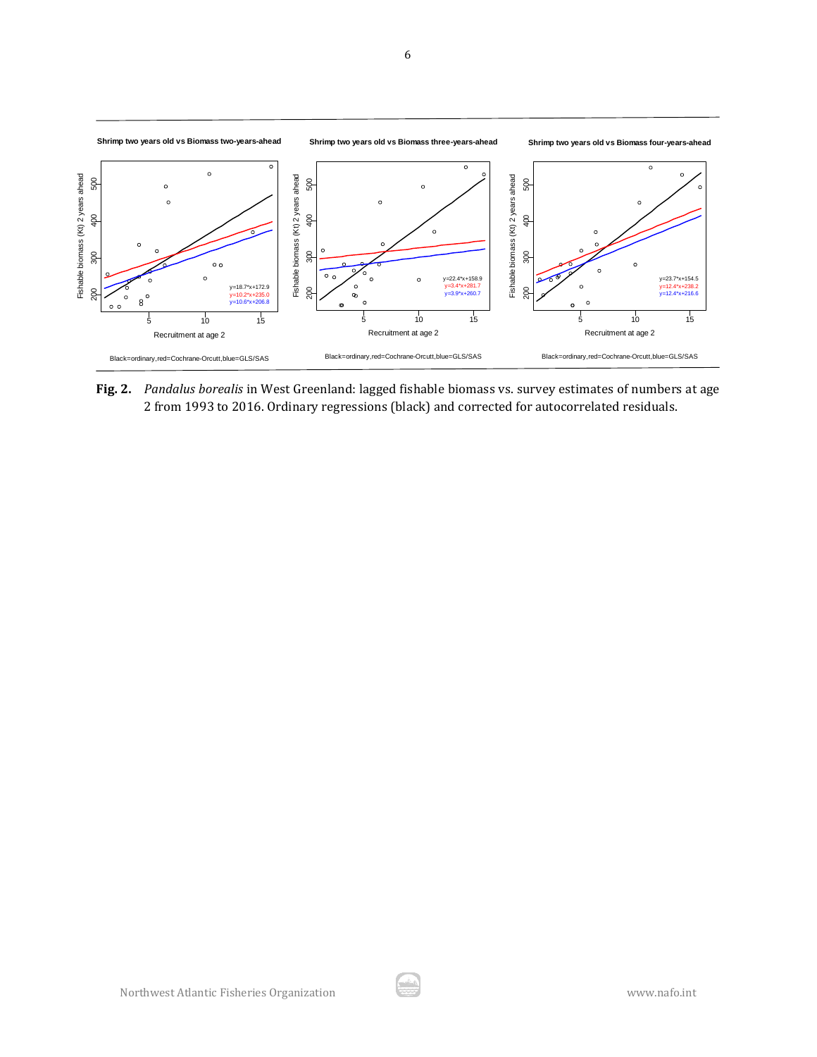**Fig. 2.** *Pandalus borealis* in West Greenland: lagged fishable biomass vs. survey estimates of numbers at age 2 from 1993 to 2016. Ordinary regressions (black) and corrected for autocorrelated residuals.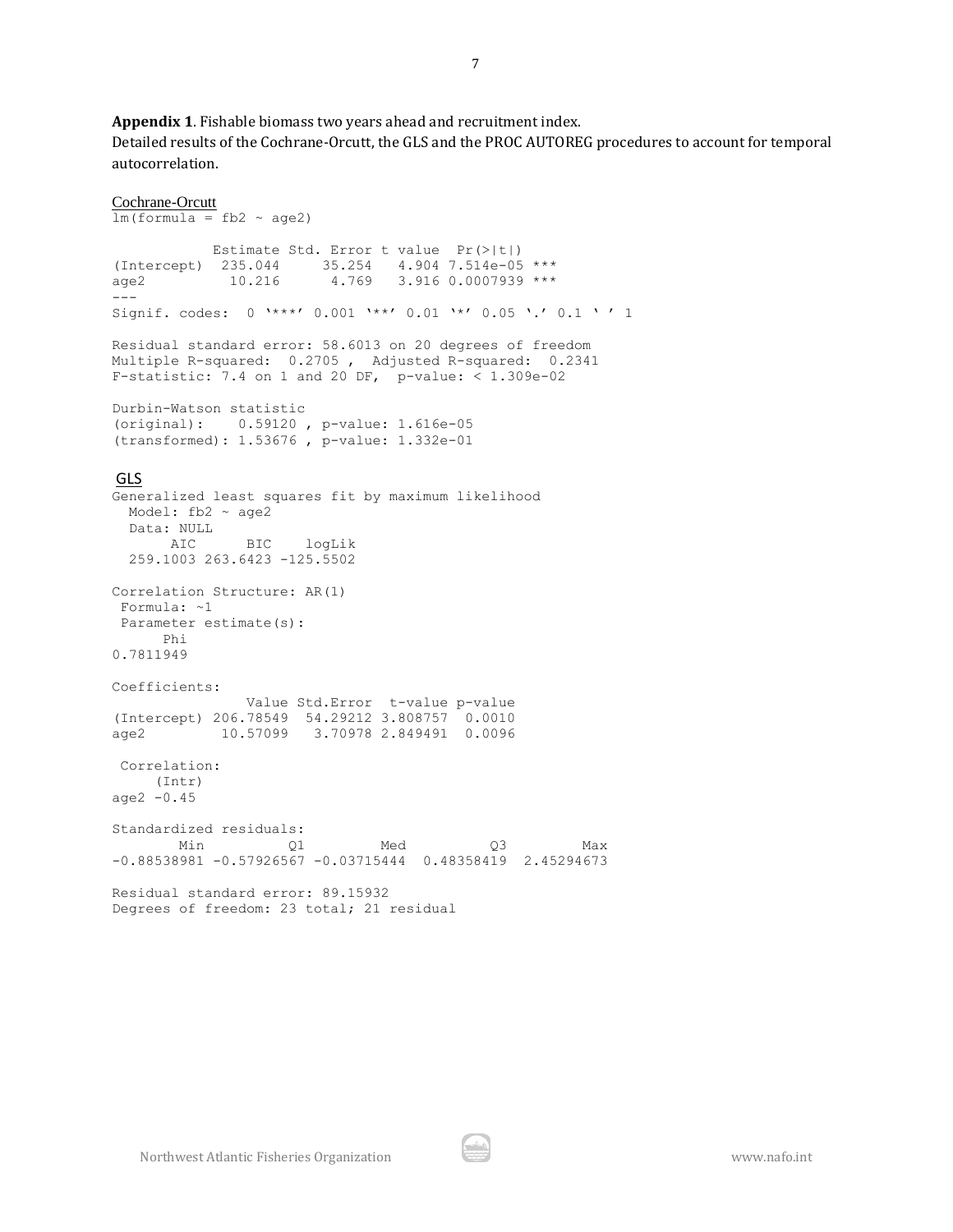**Appendix 1**. Fishable biomass two years ahead and recruitment index.
Detailed results of the Cochrane-Orcutt, the GLS and the PROC AUTOREG procedures to account for temporal autocorrelation.

Cochrane-Orcutt

```
lm(formula = fb2 ~ age2)

            Estimate Std. Error t value  Pr(>|t|)
(Intercept)  235.044     35.254   4.904 7.514e-05 ***
age2          10.216      4.769   3.916 0.0007939 ***
---
Signif. codes:  0 '***' 0.001 '**' 0.01 '*' 0.05 '.' 0.1 ' ' 1

Residual standard error: 58.6013 on 20 degrees of freedom
Multiple R-squared:  0.2705 ,  Adjusted R-squared:  0.2341
F-statistic: 7.4 on 1 and 20 DF,  p-value: < 1.309e-02

Durbin-Watson statistic
(original):    0.59120 , p-value: 1.616e-05
(transformed): 1.53676 , p-value: 1.332e-01
```

GLS

```
Generalized least squares fit by maximum likelihood
  Model: fb2 ~ age2
  Data: NULL
       AIC      BIC    logLik
  259.1003 263.6423 -125.5502

Correlation Structure: AR(1)
 Formula: ~1
 Parameter estimate(s):
      Phi
0.7811949

Coefficients:
                Value Std.Error  t-value p-value
(Intercept) 206.78549  54.29212 3.808757  0.0010
age2         10.57099   3.70978 2.849491  0.0096

 Correlation:
     (Intr)
age2 -0.45

Standardized residuals:
        Min          Q1         Med          Q3         Max
-0.88538981 -0.57926567 -0.03715444  0.48358419  2.45294673

Residual standard error: 89.15932
Degrees of freedom: 23 total; 21 residual
```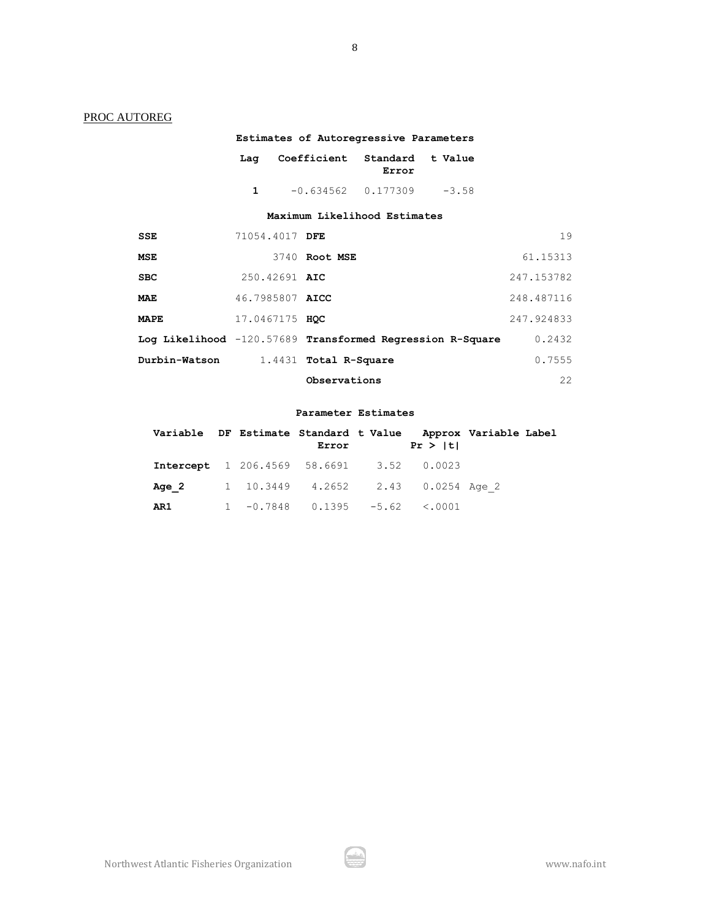PROC AUTOREG

**Estimates of Autoregressive Parameters**

| Lag | Coefficient | Standard Error | t Value |
|---|---|---|---|
| 1 | -0.634562 | 0.177309 | -3.58 |

**Maximum Likelihood Estimates**

| | | | |
|---|---|---|---|
| **SSE** | 71054.4017 | **DFE** | 19 |
| **MSE** | 3740 | **Root MSE** | 61.15313 |
| **SBC** | 250.42691 | **AIC** | 247.153782 |
| **MAE** | 46.7985807 | **AICC** | 248.487116 |
| **MAPE** | 17.0467175 | **HQC** | 247.924833 |
| **Log Likelihood** | -120.57689 | **Transformed Regression R-Square** | 0.2432 |
| **Durbin-Watson** | 1.4431 | **Total R-Square** | 0.7555 |
| | | **Observations** | 22 |

**Parameter Estimates**

| Variable | DF | Estimate | Standard Error | t Value | Approx Pr > \|t\| | Variable Label |
|---|---|---|---|---|---|---|
| **Intercept** | 1 | 206.4569 | 58.6691 | 3.52 | 0.0023 | |
| **Age_2** | 1 | 10.3449 | 4.2652 | 2.43 | 0.0254 | Age_2 |
| **AR1** | 1 | -0.7848 | 0.1395 | -5.62 | <.0001 | |